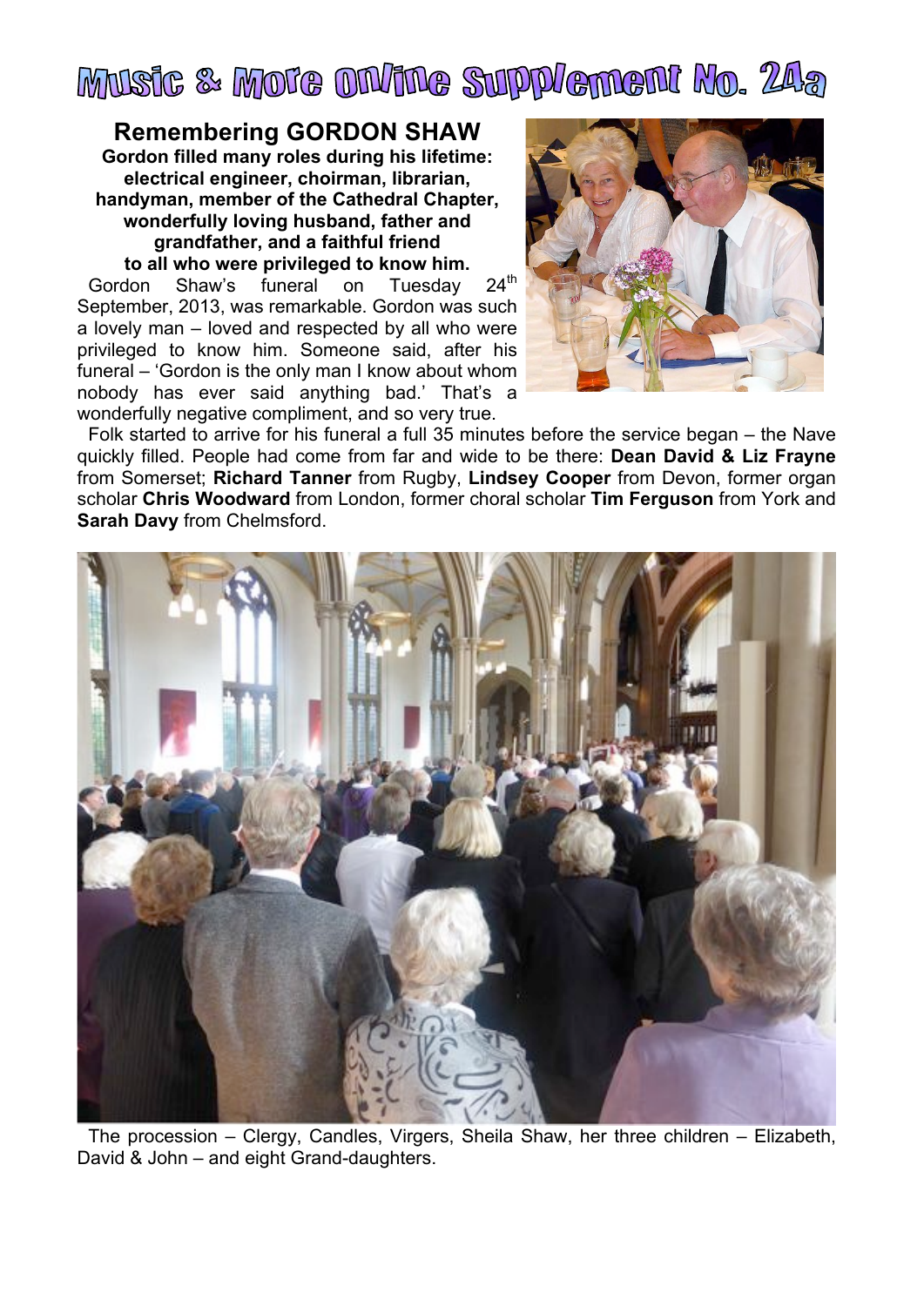# Music & More Online Supplement No. 24a

## Remembering GORDON SHAW

**Gordon filled many roles during his lifetime: electrical engineer, choirman, librarian, handyman, member of the Cathedral Chapter, wonderfully loving husband, father and grandfather, and a faithful friend to all who were privileged to know him.**

Gordon Shaw's funeral on Tuesday 24th September, 2013, was remarkable. Gordon was such a lovely man – loved and respected by all who were privileged to know him. Someone said, after his funeral – 'Gordon is the only man I know about whom nobody has ever said anything bad.' That's a wonderfully negative compliment, and so very true.

Folk started to arrive for his funeral a full 35 minutes before the service began – the Nave quickly filled. People had come from far and wide to be there: **Dean David & Liz Frayne** from Somerset; **Richard Tanner** from Rugby, **Lindsey Cooper** from Devon, former organ scholar **Chris Woodward** from London, former choral scholar **Tim Ferguson** from York and **Sarah Davy** from Chelmsford.

The procession – Clergy, Candles, Virgers, Sheila Shaw, her three children – Elizabeth, David & John – and eight Grand-daughters.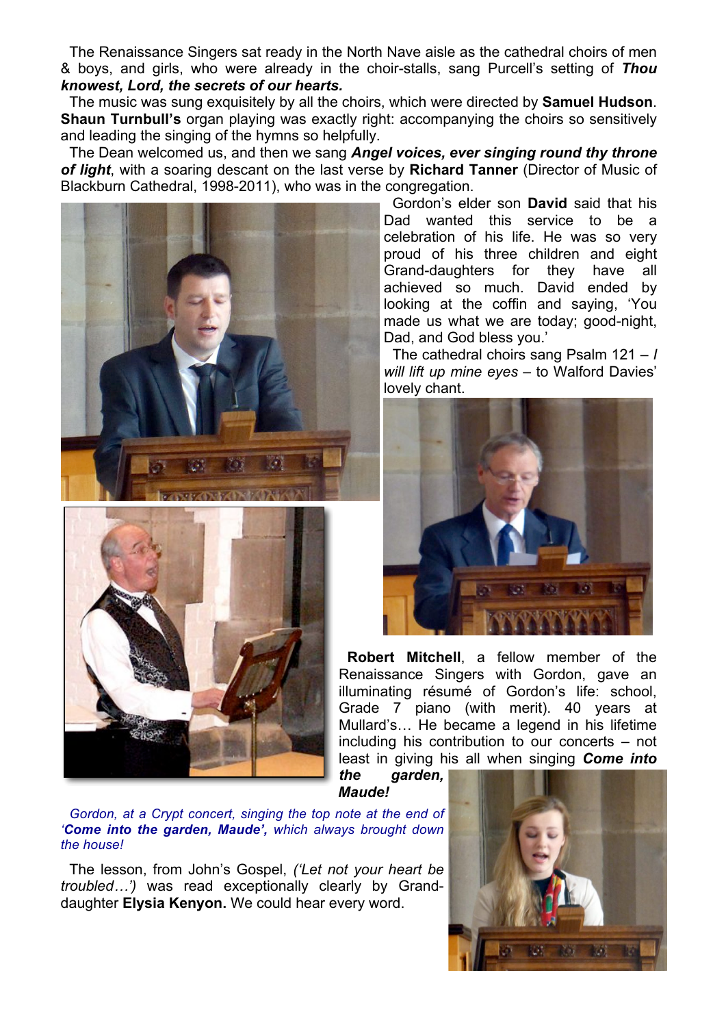The Renaissance Singers sat ready in the North Nave aisle as the cathedral choirs of men & boys, and girls, who were already in the choir-stalls, sang Purcell's setting of ***Thou knowest, Lord, the secrets of our hearts.***

The music was sung exquisitely by all the choirs, which were directed by **Samuel Hudson**. **Shaun Turnbull's** organ playing was exactly right: accompanying the choirs so sensitively and leading the singing of the hymns so helpfully.

The Dean welcomed us, and then we sang ***Angel voices, ever singing round thy throne of light***, with a soaring descant on the last verse by **Richard Tanner** (Director of Music of Blackburn Cathedral, 1998-2011), who was in the congregation.

Gordon's elder son **David** said that his Dad wanted this service to be a celebration of his life. He was so very proud of his three children and eight Grand-daughters for they have all achieved so much. David ended by looking at the coffin and saying, 'You made us what we are today; good-night, Dad, and God bless you.'

The cathedral choirs sang Psalm 121 – *I will lift up mine eyes* – to Walford Davies' lovely chant.

**Robert Mitchell**, a fellow member of the Renaissance Singers with Gordon, gave an illuminating résumé of Gordon's life: school, Grade 7 piano (with merit). 40 years at Mullard's… He became a legend in his lifetime including his contribution to our concerts – not least in giving his all when singing ***Come into the garden, Maude!***

*Gordon, at a Crypt concert, singing the top note at the end of '**Come into the garden, Maude',** which always brought down the house!*

The lesson, from John's Gospel, *('Let not your heart be troubled…')* was read exceptionally clearly by Grand-daughter **Elysia Kenyon.** We could hear every word.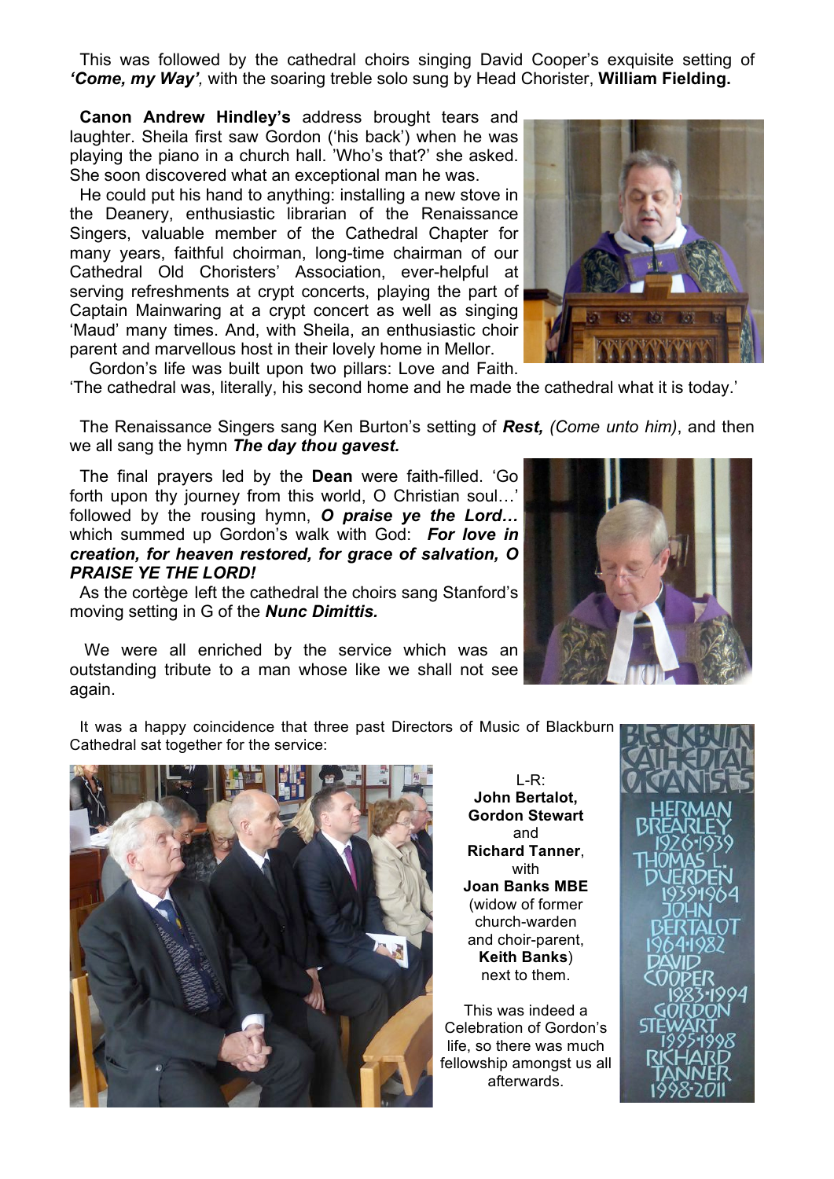This was followed by the cathedral choirs singing David Cooper's exquisite setting of ***'Come, my Way'**,* with the soaring treble solo sung by Head Chorister, **William Fielding.**

**Canon Andrew Hindley's** address brought tears and laughter. Sheila first saw Gordon ('his back') when he was playing the piano in a church hall. 'Who's that?' she asked. She soon discovered what an exceptional man he was.

He could put his hand to anything: installing a new stove in the Deanery, enthusiastic librarian of the Renaissance Singers, valuable member of the Cathedral Chapter for many years, faithful choirman, long-time chairman of our Cathedral Old Choristers' Association, ever-helpful at serving refreshments at crypt concerts, playing the part of Captain Mainwaring at a crypt concert as well as singing 'Maud' many times. And, with Sheila, an enthusiastic choir parent and marvellous host in their lovely home in Mellor.

Gordon's life was built upon two pillars: Love and Faith. 'The cathedral was, literally, his second home and he made the cathedral what it is today.'

The Renaissance Singers sang Ken Burton's setting of ***Rest,*** *(Come unto him)*, and then we all sang the hymn ***The day thou gavest.***

The final prayers led by the **Dean** were faith-filled. 'Go forth upon thy journey from this world, O Christian soul…' followed by the rousing hymn, ***O praise ye the Lord…*** which summed up Gordon's walk with God: ***For love in creation, for heaven restored, for grace of salvation, O PRAISE YE THE LORD!***

As the cortège left the cathedral the choirs sang Stanford's moving setting in G of the ***Nunc Dimittis.***

We were all enriched by the service which was an outstanding tribute to a man whose like we shall not see again.

It was a happy coincidence that three past Directors of Music of Blackburn Cathedral sat together for the service:

L-R:
**John Bertalot,**
**Gordon Stewart**
and
**Richard Tanner**,
with
**Joan Banks MBE**
(widow of former church-warden and choir-parent, **Keith Banks**)
next to them.

This was indeed a Celebration of Gordon's life, so there was much fellowship amongst us all afterwards.

BLACKBURN CATHEDRAL ORGANISTS
HERMAN BREARLEY 1926-1939
THOMAS L. DUERDEN 1939-1964
JOHN BERTALOT 1964-1982
DAVID COOPER 1983-1994
GORDON STEWART 1995-1998
RICHARD TANNER 1998-2011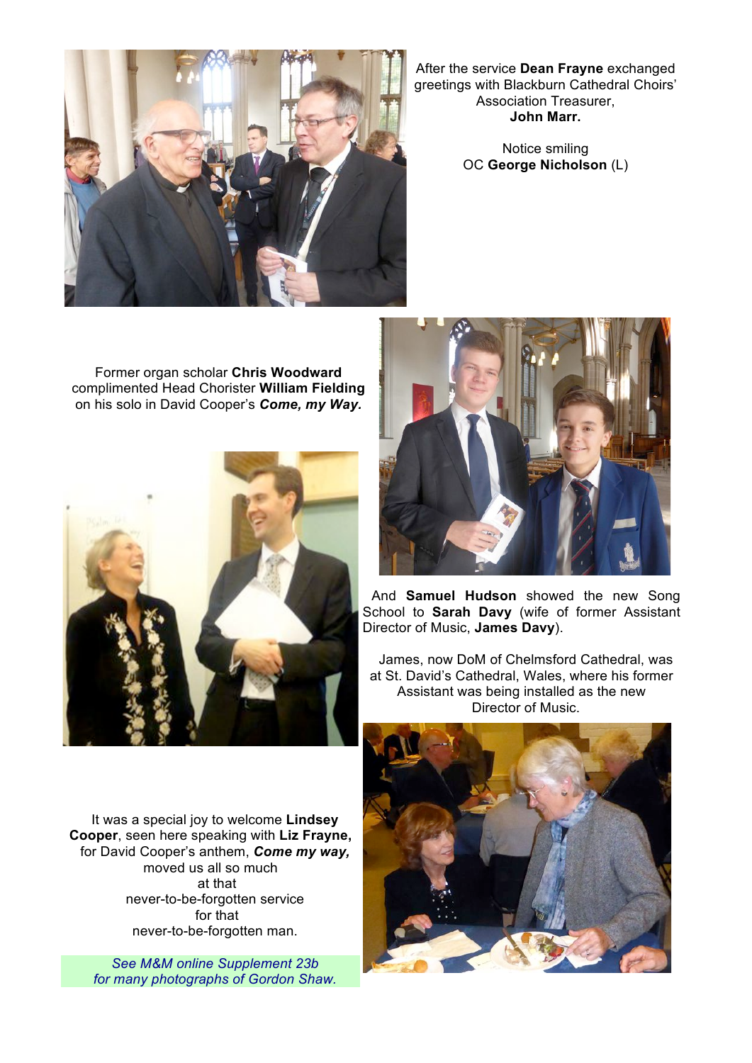After the service **Dean Frayne** exchanged greetings with Blackburn Cathedral Choirs' Association Treasurer, **John Marr.**

Notice smiling OC **George Nicholson** (L)

Former organ scholar **Chris Woodward** complimented Head Chorister **William Fielding** on his solo in David Cooper's ***Come, my Way.***

And **Samuel Hudson** showed the new Song School to **Sarah Davy** (wife of former Assistant Director of Music, **James Davy**).

James, now DoM of Chelmsford Cathedral, was at St. David's Cathedral, Wales, where his former Assistant was being installed as the new Director of Music.

It was a special joy to welcome **Lindsey Cooper**, seen here speaking with **Liz Frayne,** for David Cooper's anthem, ***Come my way,*** moved us all so much at that never-to-be-forgotten service for that never-to-be-forgotten man.

*See M&M online Supplement 23b for many photographs of Gordon Shaw.*